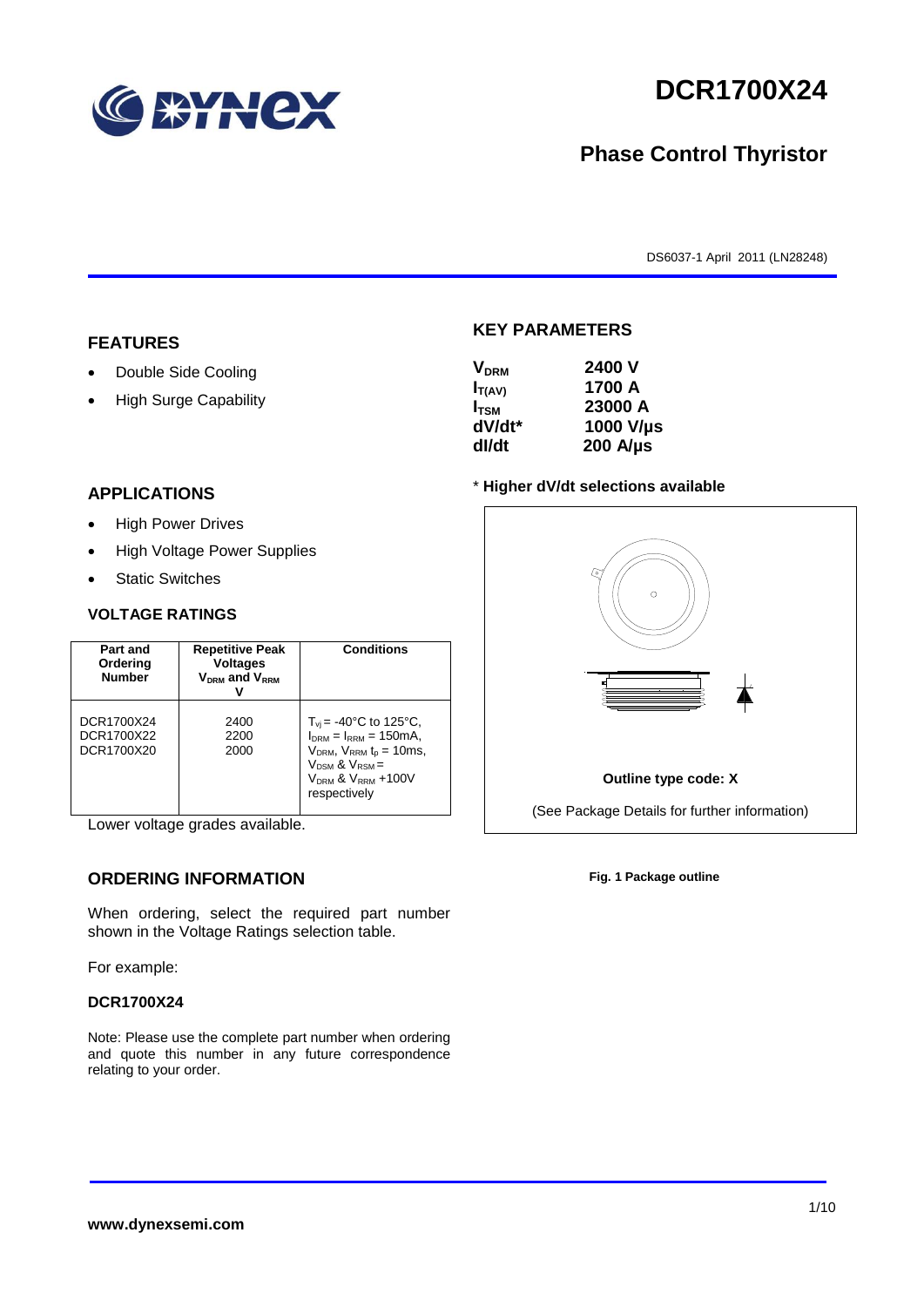# DCR1700X24

## Phase Control Thyristor

DS6037-1 April 2011 (LN28248)

## FEATURES

- Double Side Cooling
- High Surge Capability

## APPLICATIONS

- High Power Drives
- High Voltage Power Supplies
- Static Switches

## KEY PARAMETERS

| | |
|---|---|
| $V_{DRM}$ | **2400 V** |
| $I_{T(AV)}$ | **1700 A** |
| $I_{TSM}$ | **23000 A** |
| dV/dt* | **1000 V/µs** |
| dI/dt | **200 A/µs** |

\* **Higher dV/dt selections available**

Outline type code: X

(See Package Details for further information)

**Fig. 1 Package outline**

### VOLTAGE RATINGS

| Part and Ordering Number | Repetitive Peak Voltages $V_{DRM}$ and $V_{RRM}$ V | Conditions |
|---|---|---|
| DCR1700X24<br>DCR1700X22<br>DCR1700X20 | 2400<br>2200<br>2000 | $T_{vj}$ = -40°C to 125°C, $I_{DRM}$ = $I_{RRM}$ = 150mA, $V_{DRM}$, $V_{RRM}$ $t_p$ = 10ms, $V_{DSM}$ & $V_{RSM}$ = $V_{DRM}$ & $V_{RRM}$ +100V respectively |

Lower voltage grades available.

## ORDERING INFORMATION

When ordering, select the required part number shown in the Voltage Ratings selection table.

For example:

**DCR1700X24**

Note: Please use the complete part number when ordering and quote this number in any future correspondence relating to your order.

**www.dynexsemi.com**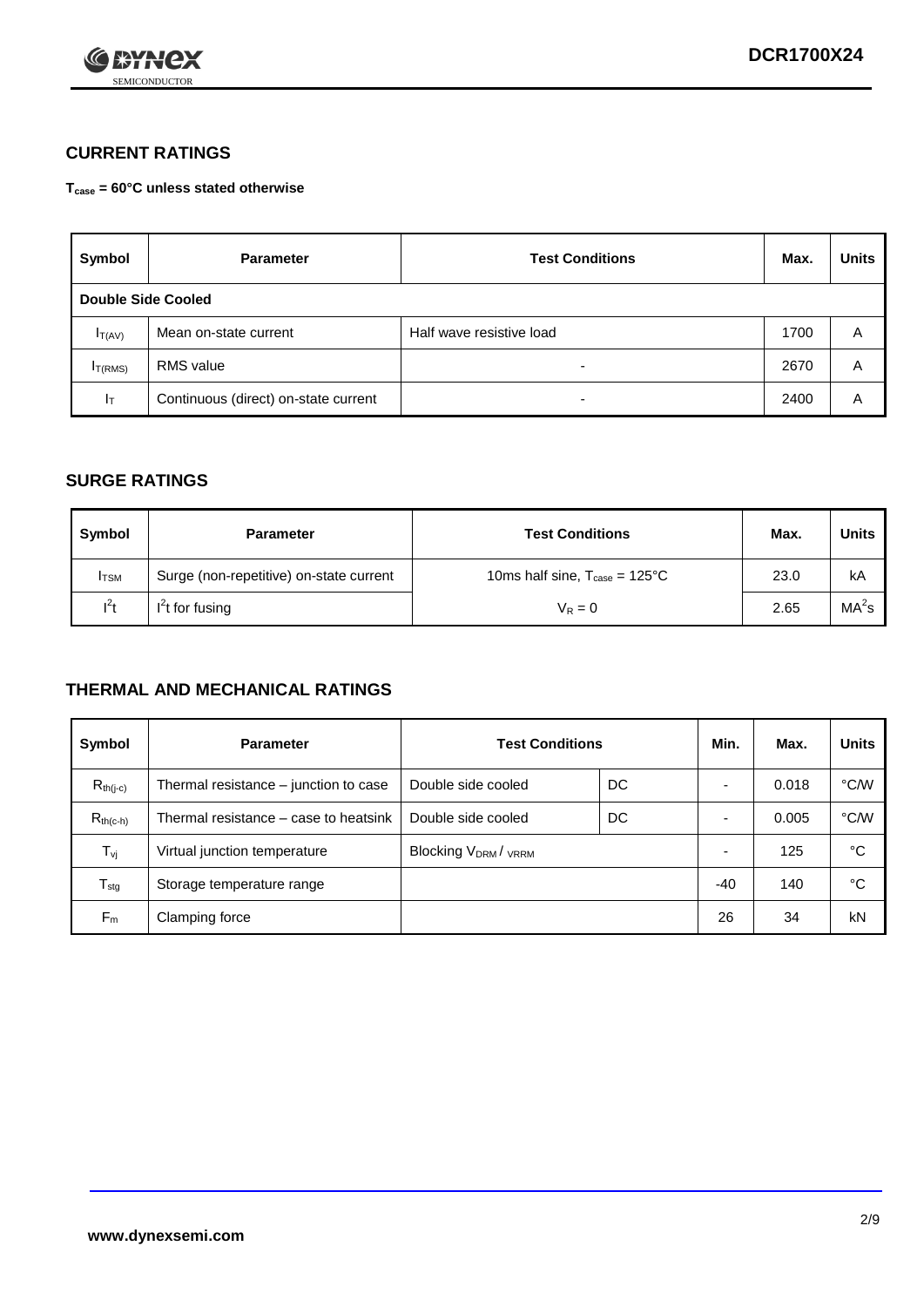## CURRENT RATINGS

**$T_{case}$ = 60°C unless stated otherwise**

| Symbol | Parameter | Test Conditions | Max. | Units |
|---|---|---|---|---|
| **Double Side Cooled** | | | | |
| $I_{T(AV)}$ | Mean on-state current | Half wave resistive load | 1700 | A |
| $I_{T(RMS)}$ | RMS value | - | 2670 | A |
| $I_T$ | Continuous (direct) on-state current | - | 2400 | A |

## SURGE RATINGS

| Symbol | Parameter | Test Conditions | Max. | Units |
|---|---|---|---|---|
| $I_{TSM}$ | Surge (non-repetitive) on-state current | 10ms half sine, $T_{case}$ = 125°C | 23.0 | kA |
| $I^2t$ | $I^2t$ for fusing | $V_R = 0$ | 2.65 | $MA^2s$ |

## THERMAL AND MECHANICAL RATINGS

| Symbol | Parameter | Test Conditions | | Min. | Max. | Units |
|---|---|---|---|---|---|---|
| $R_{th(j-c)}$ | Thermal resistance – junction to case | Double side cooled | DC | - | 0.018 | °C/W |
| $R_{th(c-h)}$ | Thermal resistance – case to heatsink | Double side cooled | DC | - | 0.005 | °C/W |
| $T_{vj}$ | Virtual junction temperature | Blocking $V_{DRM}$ / $V_{RRM}$ | | - | 125 | °C |
| $T_{stg}$ | Storage temperature range | | | -40 | 140 | °C |
| $F_m$ | Clamping force | | | 26 | 34 | kN |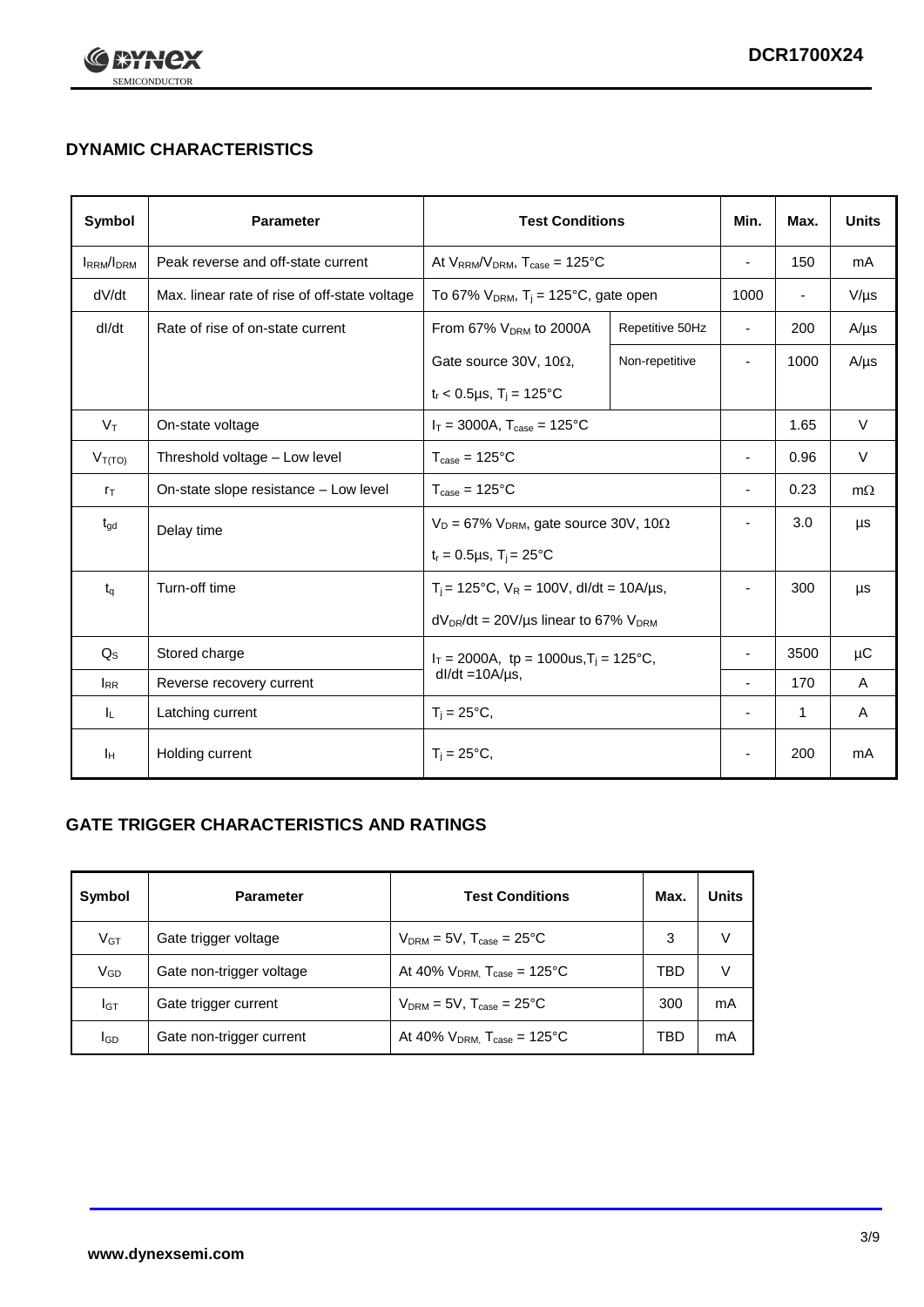## DYNAMIC CHARACTERISTICS

| Symbol | Parameter | Test Conditions | | Min. | Max. | Units |
|---|---|---|---|---|---|---|
| $I_{RRM}/I_{DRM}$ | Peak reverse and off-state current | At $V_{RRM}/V_{DRM}$, $T_{case}$ = 125°C | | - | 150 | mA |
| dV/dt | Max. linear rate of rise of off-state voltage | To 67% $V_{DRM}$, $T_j$ = 125°C, gate open | | 1000 | - | V/µs |
| dI/dt | Rate of rise of on-state current | From 67% $V_{DRM}$ to 2000A | Repetitive 50Hz | - | 200 | A/µs |
| | | Gate source 30V, 10Ω, $t_r$ < 0.5µs, $T_j$ = 125°C | Non-repetitive | - | 1000 | A/µs |
| $V_T$ | On-state voltage | $I_T$ = 3000A, $T_{case}$ = 125°C | | | 1.65 | V |
| $V_{T(TO)}$ | Threshold voltage – Low level | $T_{case}$ = 125°C | | - | 0.96 | V |
| $r_T$ | On-state slope resistance – Low level | $T_{case}$ = 125°C | | - | 0.23 | mΩ |
| $t_{gd}$ | Delay time | $V_D$ = 67% $V_{DRM}$, gate source 30V, 10Ω, $t_r$ = 0.5µs, $T_j$ = 25°C | | - | 3.0 | µs |
| $t_q$ | Turn-off time | $T_j$ = 125°C, $V_R$ = 100V, dI/dt = 10A/µs, $dV_{DR}/dt$ = 20V/µs linear to 67% $V_{DRM}$ | | - | 300 | µs |
| $Q_S$ | Stored charge | $I_T$ = 2000A, tp = 1000us, $T_j$ = 125°C, dI/dt =10A/µs, | | - | 3500 | µC |
| $I_{RR}$ | Reverse recovery current | | | - | 170 | A |
| $I_L$ | Latching current | $T_j$ = 25°C, | | - | 1 | A |
| $I_H$ | Holding current | $T_j$ = 25°C, | | - | 200 | mA |

## GATE TRIGGER CHARACTERISTICS AND RATINGS

| Symbol | Parameter | Test Conditions | Max. | Units |
|---|---|---|---|---|
| $V_{GT}$ | Gate trigger voltage | $V_{DRM}$ = 5V, $T_{case}$ = 25°C | 3 | V |
| $V_{GD}$ | Gate non-trigger voltage | At 40% $V_{DRM}$, $T_{case}$ = 125°C | TBD | V |
| $I_{GT}$ | Gate trigger current | $V_{DRM}$ = 5V, $T_{case}$ = 25°C | 300 | mA |
| $I_{GD}$ | Gate non-trigger current | At 40% $V_{DRM}$, $T_{case}$ = 125°C | TBD | mA |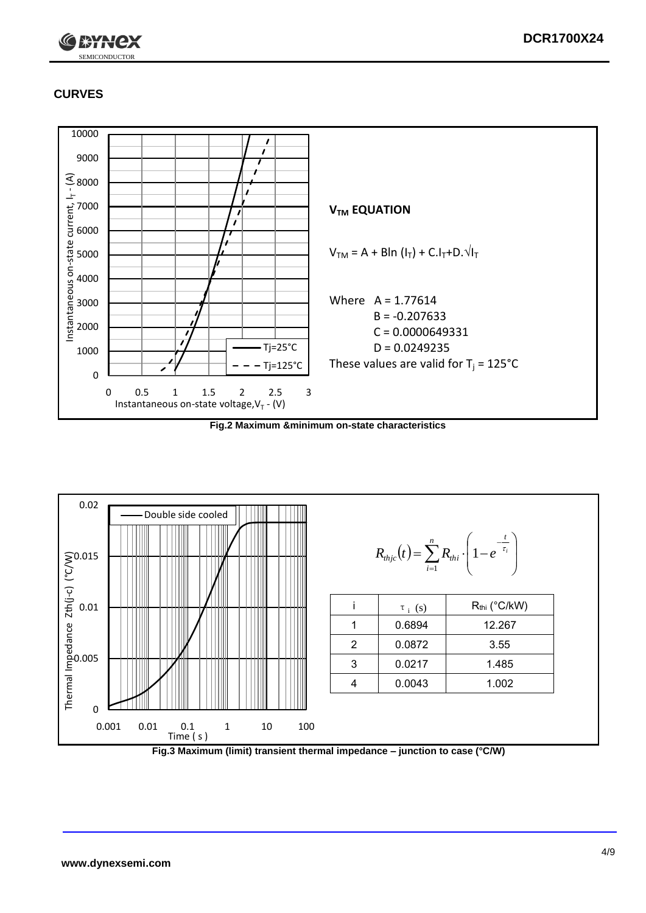## CURVES

**$V_{TM}$ EQUATION**

$$V_{TM} = A + B\ln(I_T) + C.I_T + D.\sqrt{I_T}$$

Where A = 1.77614
B = -0.207633
C = 0.0000649331
D = 0.0249235

These values are valid for $T_j = 125°C$

**Fig.2 Maximum &minimum on-state characteristics**

$$R_{thjc}(t) = \sum_{i=1}^{n} R_{thi} \cdot \left(1 - e^{-\frac{t}{\tau_i}}\right)$$

| i | $\tau_i$ (s) | $R_{thi}$ (°C/kW) |
|---|---|---|
| 1 | 0.6894 | 12.267 |
| 2 | 0.0872 | 3.55 |
| 3 | 0.0217 | 1.485 |
| 4 | 0.0043 | 1.002 |

**Fig.3 Maximum (limit) transient thermal impedance – junction to case (°C/W)**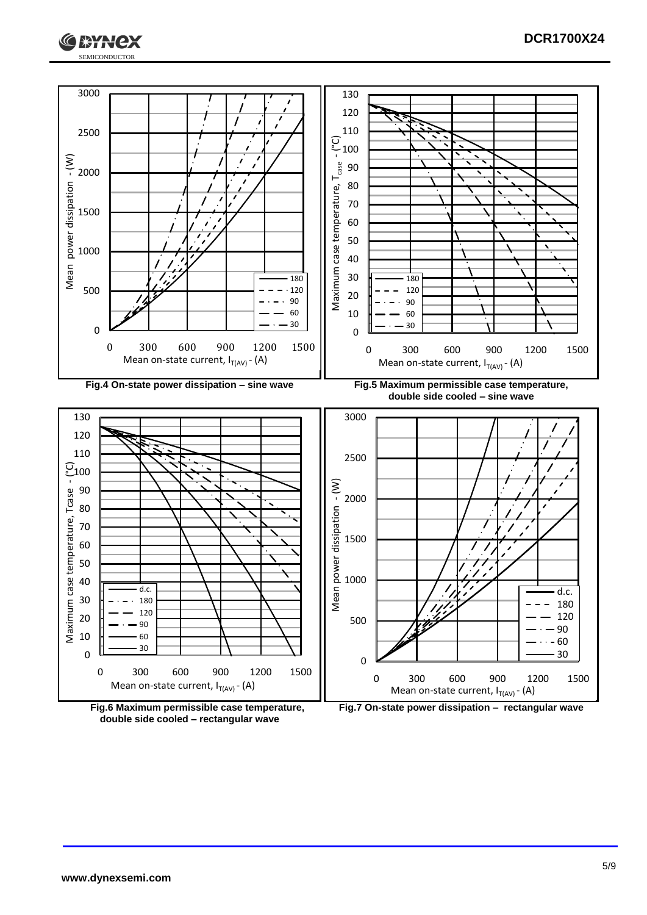Fig.4 On-state power dissipation – sine wave

Fig.5 Maximum permissible case temperature, double side cooled – sine wave

Fig.6 Maximum permissible case temperature, double side cooled – rectangular wave

Fig.7 On-state power dissipation – rectangular wave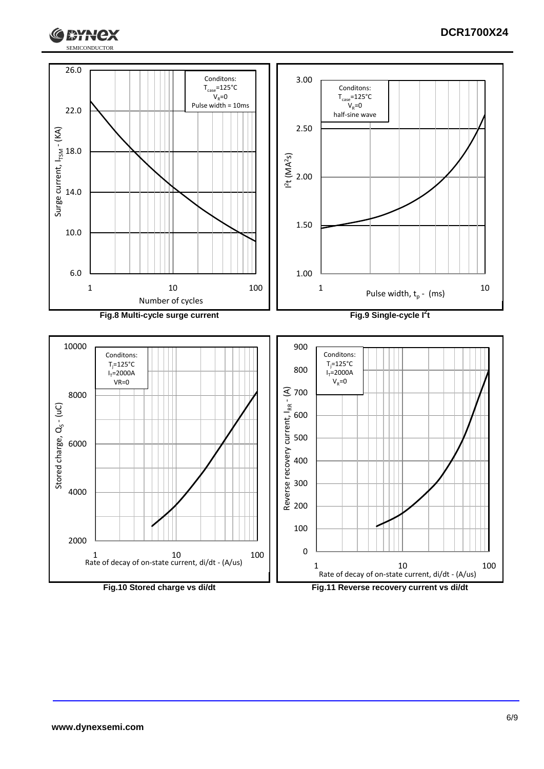Conditons:
$T_{case}$=125°C
$V_R$=0
Pulse width = 10ms

Surge current, $I_{TSM}$ - (KA)

Number of cycles

**Fig.8 Multi-cycle surge current**

Conditons:
$T_{case}$=125°C
$V_R$=0
half-sine wave

$I^2t$ ($MA^2s$)

Pulse width, $t_p$ - (ms)

**Fig.9 Single-cycle $I^2t$**

Conditons:
$T_j$=125°C
$I_T$=2000A
VR=0

Stored charge, $Q_S$ - (uC)

Rate of decay of on-state current, di/dt - (A/us)

**Fig.10 Stored charge vs di/dt**

Conditons:
$T_j$=125°C
$I_T$=2000A
$V_R$=0

Reverse recovery current, $I_{RR}$ - (A)

Rate of decay of on-state current, di/dt - (A/us)

**Fig.11 Reverse recovery current vs di/dt**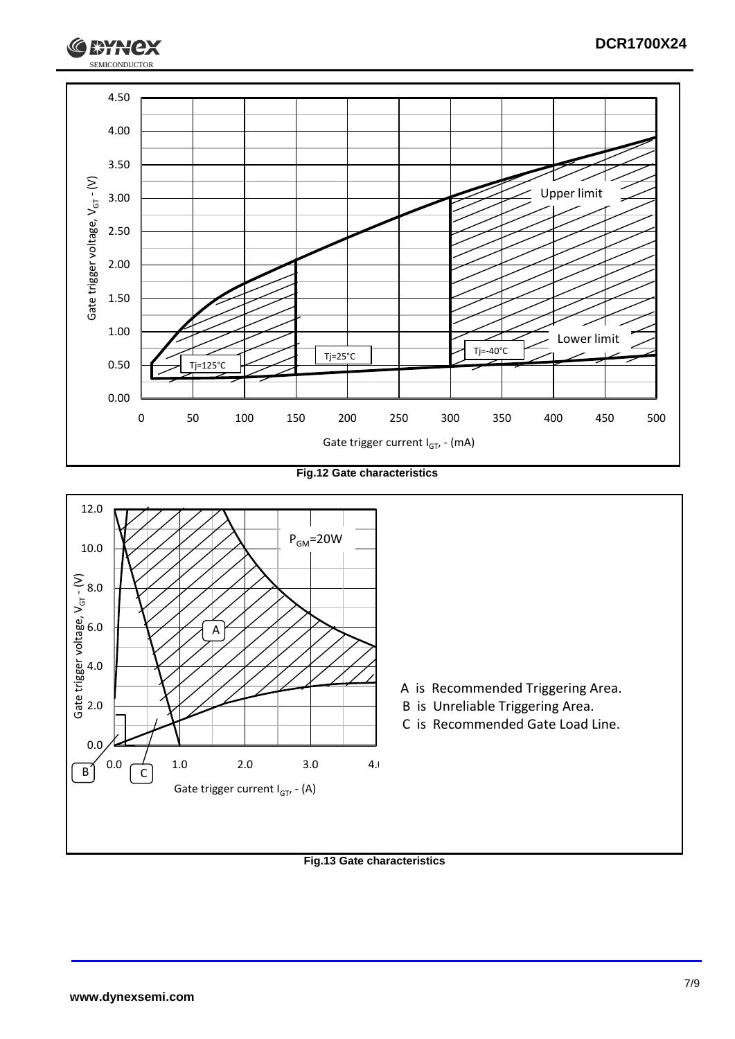Fig.12 Gate characteristics

A is Recommended Triggering Area.
B is Unreliable Triggering Area.
C is Recommended Gate Load Line.

Fig.13 Gate characteristics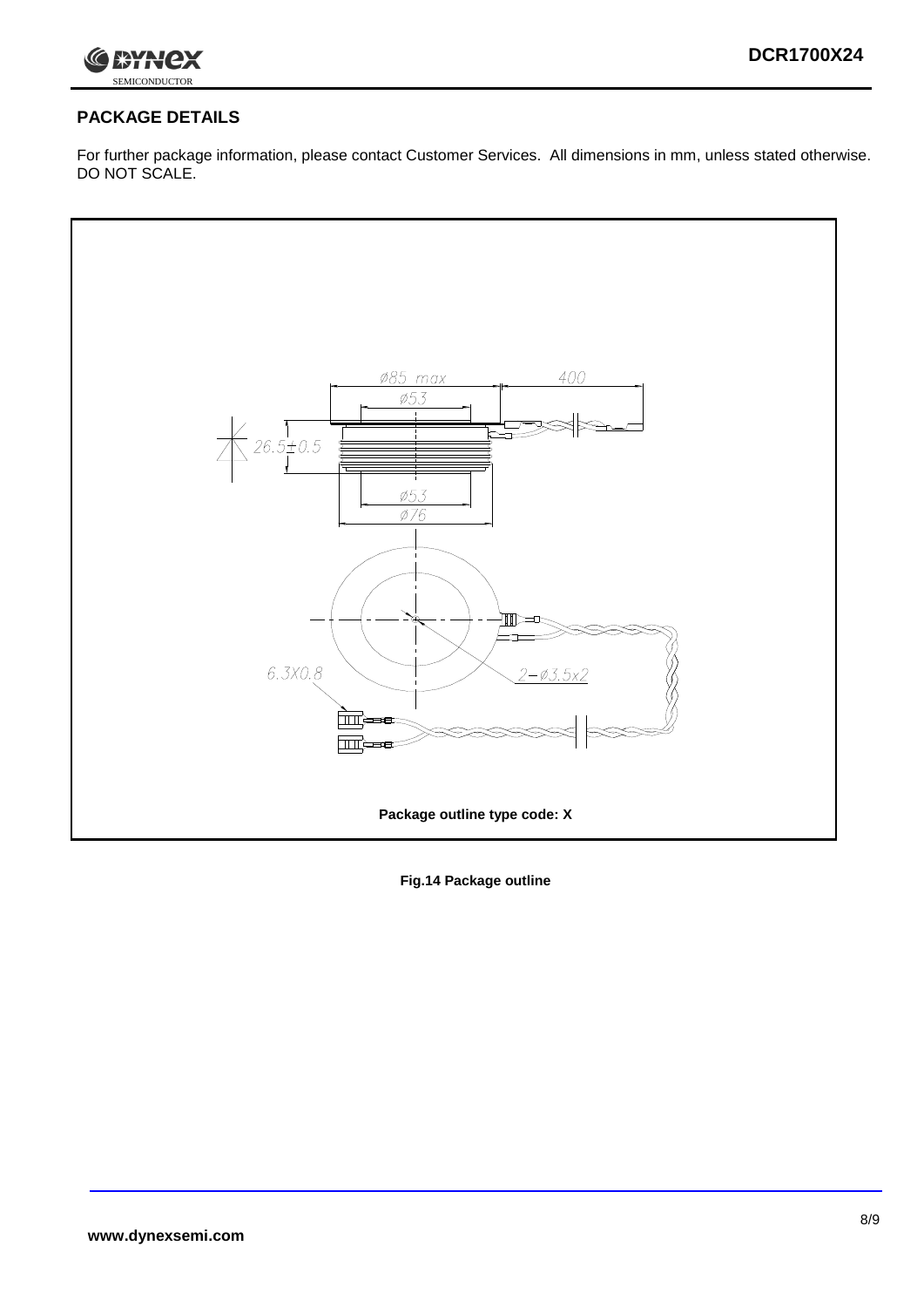## PACKAGE DETAILS

For further package information, please contact Customer Services. All dimensions in mm, unless stated otherwise. DO NOT SCALE.

Package outline type code: X

**Fig.14 Package outline**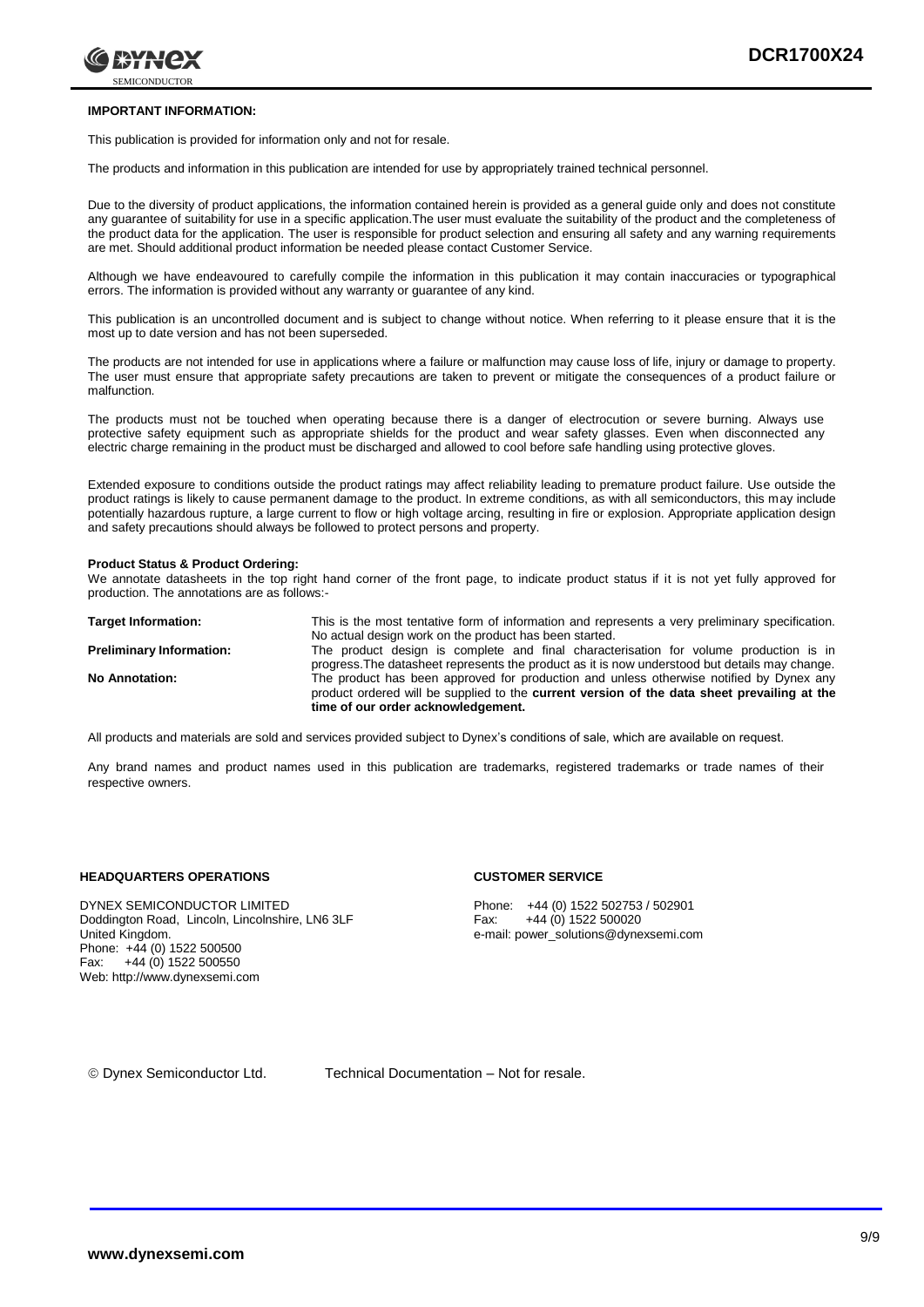**IMPORTANT INFORMATION:**

This publication is provided for information only and not for resale.

The products and information in this publication are intended for use by appropriately trained technical personnel.

Due to the diversity of product applications, the information contained herein is provided as a general guide only and does not constitute any guarantee of suitability for use in a specific application.The user must evaluate the suitability of the product and the completeness of the product data for the application. The user is responsible for product selection and ensuring all safety and any warning requirements are met. Should additional product information be needed please contact Customer Service.

Although we have endeavoured to carefully compile the information in this publication it may contain inaccuracies or typographical errors. The information is provided without any warranty or guarantee of any kind.

This publication is an uncontrolled document and is subject to change without notice. When referring to it please ensure that it is the most up to date version and has not been superseded.

The products are not intended for use in applications where a failure or malfunction may cause loss of life, injury or damage to property. The user must ensure that appropriate safety precautions are taken to prevent or mitigate the consequences of a product failure or malfunction.

The products must not be touched when operating because there is a danger of electrocution or severe burning. Always use protective safety equipment such as appropriate shields for the product and wear safety glasses. Even when disconnected any electric charge remaining in the product must be discharged and allowed to cool before safe handling using protective gloves.

Extended exposure to conditions outside the product ratings may affect reliability leading to premature product failure. Use outside the product ratings is likely to cause permanent damage to the product. In extreme conditions, as with all semiconductors, this may include potentially hazardous rupture, a large current to flow or high voltage arcing, resulting in fire or explosion. Appropriate application design and safety precautions should always be followed to protect persons and property.

**Product Status & Product Ordering:**

We annotate datasheets in the top right hand corner of the front page, to indicate product status if it is not yet fully approved for production. The annotations are as follows:-

| | |
|---|---|
| **Target Information:** | This is the most tentative form of information and represents a very preliminary specification. No actual design work on the product has been started. |
| **Preliminary Information:** | The product design is complete and final characterisation for volume production is in progress.The datasheet represents the product as it is now understood but details may change. |
| **No Annotation:** | The product has been approved for production and unless otherwise notified by Dynex any product ordered will be supplied to the **current version of the data sheet prevailing at the time of our order acknowledgement.** |

All products and materials are sold and services provided subject to Dynex's conditions of sale, which are available on request.

Any brand names and product names used in this publication are trademarks, registered trademarks or trade names of their respective owners.

**HEADQUARTERS OPERATIONS**

DYNEX SEMICONDUCTOR LIMITED
Doddington Road, Lincoln, Lincolnshire, LN6 3LF
United Kingdom.
Phone: +44 (0) 1522 500500
Fax: +44 (0) 1522 500550
Web: http://www.dynexsemi.com

**CUSTOMER SERVICE**

Phone: +44 (0) 1522 502753 / 502901
Fax: +44 (0) 1522 500020
e-mail: power_solutions@dynexsemi.com

© Dynex Semiconductor Ltd. Technical Documentation – Not for resale.